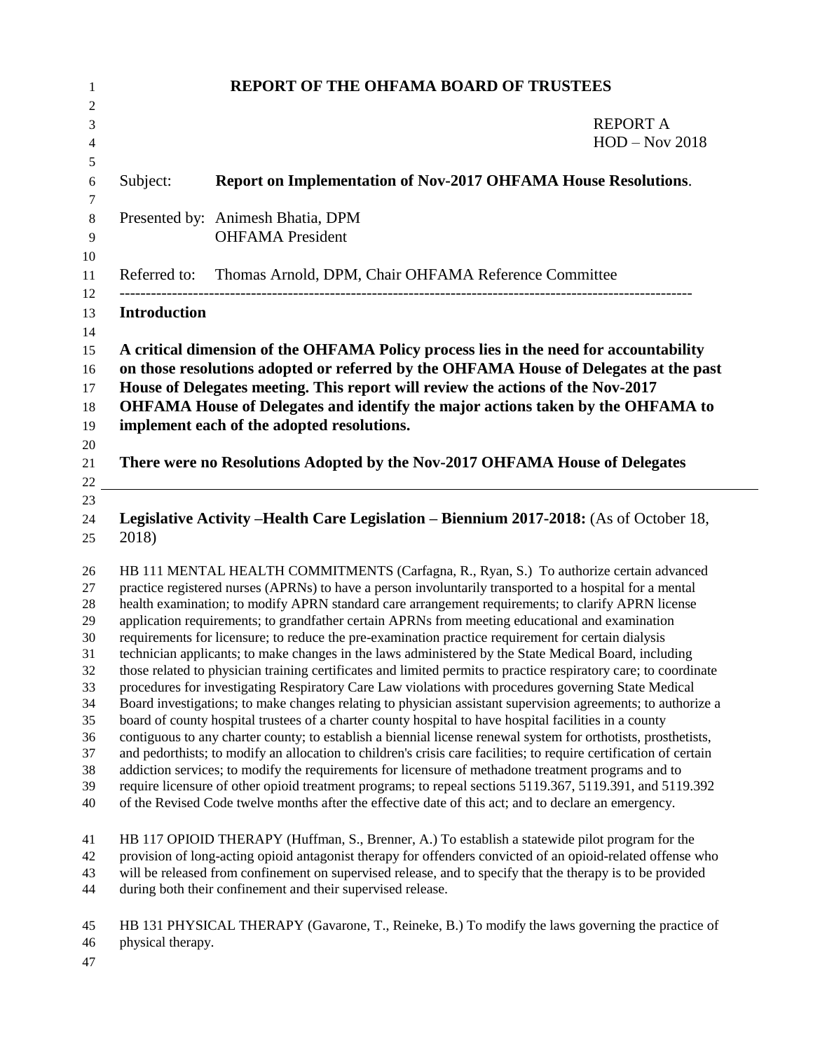# REPORT OF THE OHFAMA BOARD OF TRUSTEES

REPORT A
HOD – Nov 2018

Subject: **Report on Implementation of Nov-2017 OHFAMA House Resolutions**.

Presented by: Animesh Bhatia, DPM
OHFAMA President

Referred to: Thomas Arnold, DPM, Chair OHFAMA Reference Committee

---

## Introduction

**A critical dimension of the OHFAMA Policy process lies in the need for accountability on those resolutions adopted or referred by the OHFAMA House of Delegates at the past House of Delegates meeting. This report will review the actions of the Nov-2017 OHFAMA House of Delegates and identify the major actions taken by the OHFAMA to implement each of the adopted resolutions.**

**There were no Resolutions Adopted by the Nov-2017 OHFAMA House of Delegates**

---

**Legislative Activity –Health Care Legislation – Biennium 2017-2018:** (As of October 18, 2018)

HB 111 MENTAL HEALTH COMMITMENTS (Carfagna, R., Ryan, S.) To authorize certain advanced practice registered nurses (APRNs) to have a person involuntarily transported to a hospital for a mental health examination; to modify APRN standard care arrangement requirements; to clarify APRN license application requirements; to grandfather certain APRNs from meeting educational and examination requirements for licensure; to reduce the pre-examination practice requirement for certain dialysis technician applicants; to make changes in the laws administered by the State Medical Board, including those related to physician training certificates and limited permits to practice respiratory care; to coordinate procedures for investigating Respiratory Care Law violations with procedures governing State Medical Board investigations; to make changes relating to physician assistant supervision agreements; to authorize a board of county hospital trustees of a charter county hospital to have hospital facilities in a county contiguous to any charter county; to establish a biennial license renewal system for orthotists, prosthetists, and pedorthists; to modify an allocation to children's crisis care facilities; to require certification of certain addiction services; to modify the requirements for licensure of methadone treatment programs and to require licensure of other opioid treatment programs; to repeal sections 5119.367, 5119.391, and 5119.392 of the Revised Code twelve months after the effective date of this act; and to declare an emergency.

HB 117 OPIOID THERAPY (Huffman, S., Brenner, A.) To establish a statewide pilot program for the provision of long-acting opioid antagonist therapy for offenders convicted of an opioid-related offense who will be released from confinement on supervised release, and to specify that the therapy is to be provided during both their confinement and their supervised release.

HB 131 PHYSICAL THERAPY (Gavarone, T., Reineke, B.) To modify the laws governing the practice of physical therapy.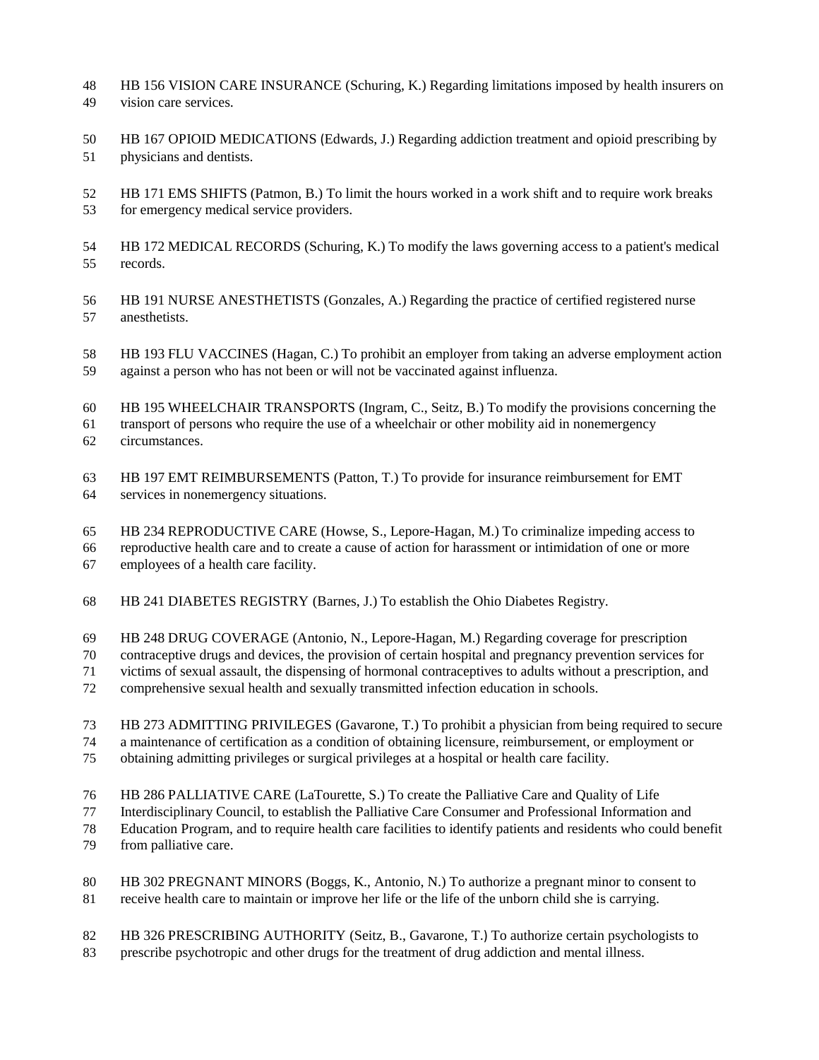HB 156 VISION CARE INSURANCE (Schuring, K.) Regarding limitations imposed by health insurers on vision care services.

HB 167 OPIOID MEDICATIONS (Edwards, J.) Regarding addiction treatment and opioid prescribing by physicians and dentists.

HB 171 EMS SHIFTS (Patmon, B.) To limit the hours worked in a work shift and to require work breaks for emergency medical service providers.

HB 172 MEDICAL RECORDS (Schuring, K.) To modify the laws governing access to a patient's medical records.

HB 191 NURSE ANESTHETISTS (Gonzales, A.) Regarding the practice of certified registered nurse anesthetists.

HB 193 FLU VACCINES (Hagan, C.) To prohibit an employer from taking an adverse employment action against a person who has not been or will not be vaccinated against influenza.

HB 195 WHEELCHAIR TRANSPORTS (Ingram, C., Seitz, B.) To modify the provisions concerning the transport of persons who require the use of a wheelchair or other mobility aid in nonemergency circumstances.

HB 197 EMT REIMBURSEMENTS (Patton, T.) To provide for insurance reimbursement for EMT services in nonemergency situations.

HB 234 REPRODUCTIVE CARE (Howse, S., Lepore-Hagan, M.) To criminalize impeding access to reproductive health care and to create a cause of action for harassment or intimidation of one or more employees of a health care facility.

HB 241 DIABETES REGISTRY (Barnes, J.) To establish the Ohio Diabetes Registry.

HB 248 DRUG COVERAGE (Antonio, N., Lepore-Hagan, M.) Regarding coverage for prescription contraceptive drugs and devices, the provision of certain hospital and pregnancy prevention services for victims of sexual assault, the dispensing of hormonal contraceptives to adults without a prescription, and comprehensive sexual health and sexually transmitted infection education in schools.

HB 273 ADMITTING PRIVILEGES (Gavarone, T.) To prohibit a physician from being required to secure a maintenance of certification as a condition of obtaining licensure, reimbursement, or employment or obtaining admitting privileges or surgical privileges at a hospital or health care facility.

HB 286 PALLIATIVE CARE (LaTourette, S.) To create the Palliative Care and Quality of Life Interdisciplinary Council, to establish the Palliative Care Consumer and Professional Information and Education Program, and to require health care facilities to identify patients and residents who could benefit from palliative care.

HB 302 PREGNANT MINORS (Boggs, K., Antonio, N.) To authorize a pregnant minor to consent to receive health care to maintain or improve her life or the life of the unborn child she is carrying.

HB 326 PRESCRIBING AUTHORITY (Seitz, B., Gavarone, T.) To authorize certain psychologists to prescribe psychotropic and other drugs for the treatment of drug addiction and mental illness.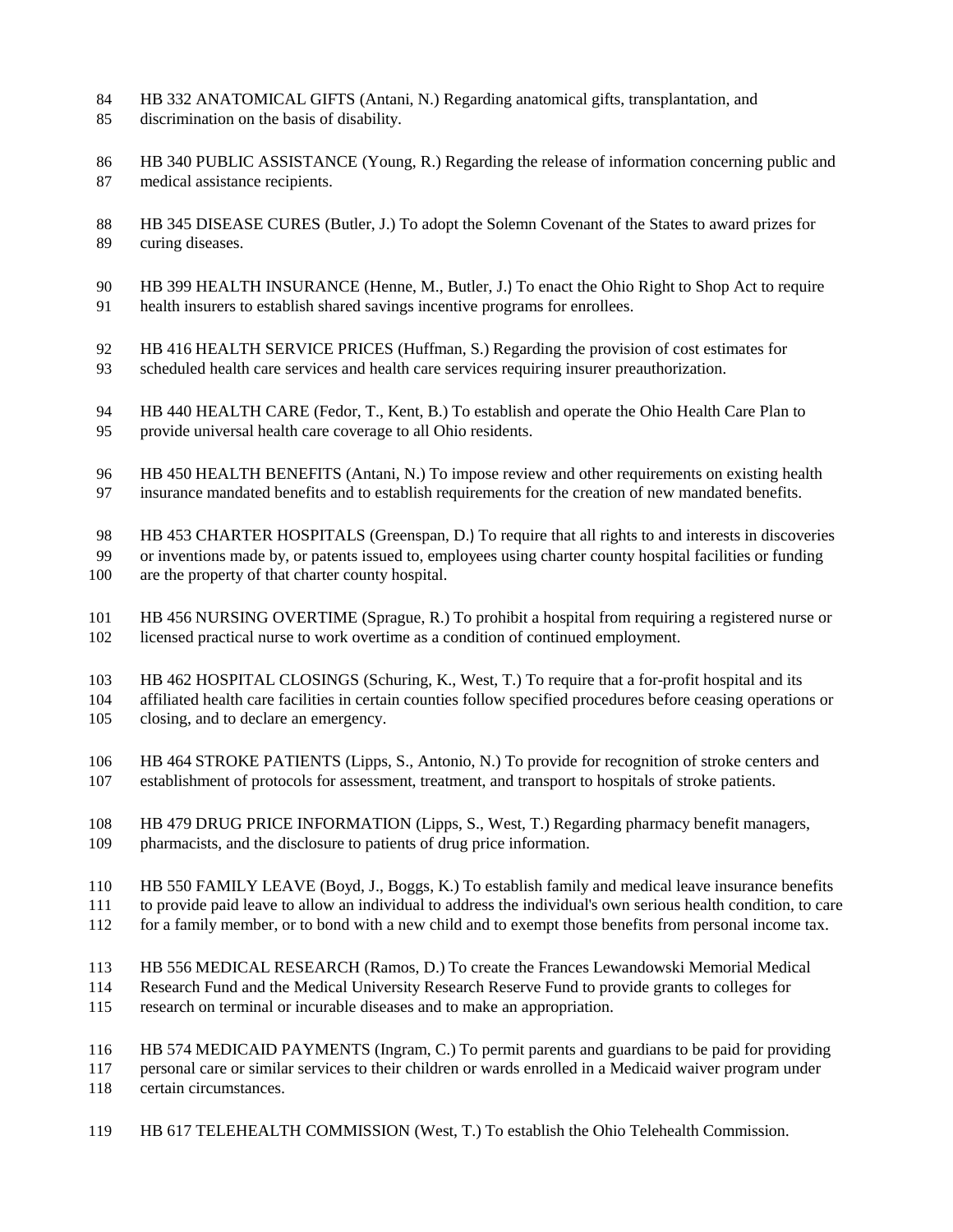HB 332 ANATOMICAL GIFTS (Antani, N.) Regarding anatomical gifts, transplantation, and discrimination on the basis of disability.

HB 340 PUBLIC ASSISTANCE (Young, R.) Regarding the release of information concerning public and medical assistance recipients.

HB 345 DISEASE CURES (Butler, J.) To adopt the Solemn Covenant of the States to award prizes for curing diseases.

HB 399 HEALTH INSURANCE (Henne, M., Butler, J.) To enact the Ohio Right to Shop Act to require health insurers to establish shared savings incentive programs for enrollees.

HB 416 HEALTH SERVICE PRICES (Huffman, S.) Regarding the provision of cost estimates for scheduled health care services and health care services requiring insurer preauthorization.

HB 440 HEALTH CARE (Fedor, T., Kent, B.) To establish and operate the Ohio Health Care Plan to provide universal health care coverage to all Ohio residents.

HB 450 HEALTH BENEFITS (Antani, N.) To impose review and other requirements on existing health insurance mandated benefits and to establish requirements for the creation of new mandated benefits.

HB 453 CHARTER HOSPITALS (Greenspan, D.) To require that all rights to and interests in discoveries or inventions made by, or patents issued to, employees using charter county hospital facilities or funding are the property of that charter county hospital.

HB 456 NURSING OVERTIME (Sprague, R.) To prohibit a hospital from requiring a registered nurse or licensed practical nurse to work overtime as a condition of continued employment.

HB 462 HOSPITAL CLOSINGS (Schuring, K., West, T.) To require that a for-profit hospital and its affiliated health care facilities in certain counties follow specified procedures before ceasing operations or closing, and to declare an emergency.

HB 464 STROKE PATIENTS (Lipps, S., Antonio, N.) To provide for recognition of stroke centers and establishment of protocols for assessment, treatment, and transport to hospitals of stroke patients.

HB 479 DRUG PRICE INFORMATION (Lipps, S., West, T.) Regarding pharmacy benefit managers, pharmacists, and the disclosure to patients of drug price information.

HB 550 FAMILY LEAVE (Boyd, J., Boggs, K.) To establish family and medical leave insurance benefits to provide paid leave to allow an individual to address the individual's own serious health condition, to care for a family member, or to bond with a new child and to exempt those benefits from personal income tax.

HB 556 MEDICAL RESEARCH (Ramos, D.) To create the Frances Lewandowski Memorial Medical Research Fund and the Medical University Research Reserve Fund to provide grants to colleges for research on terminal or incurable diseases and to make an appropriation.

HB 574 MEDICAID PAYMENTS (Ingram, C.) To permit parents and guardians to be paid for providing personal care or similar services to their children or wards enrolled in a Medicaid waiver program under certain circumstances.

HB 617 TELEHEALTH COMMISSION (West, T.) To establish the Ohio Telehealth Commission.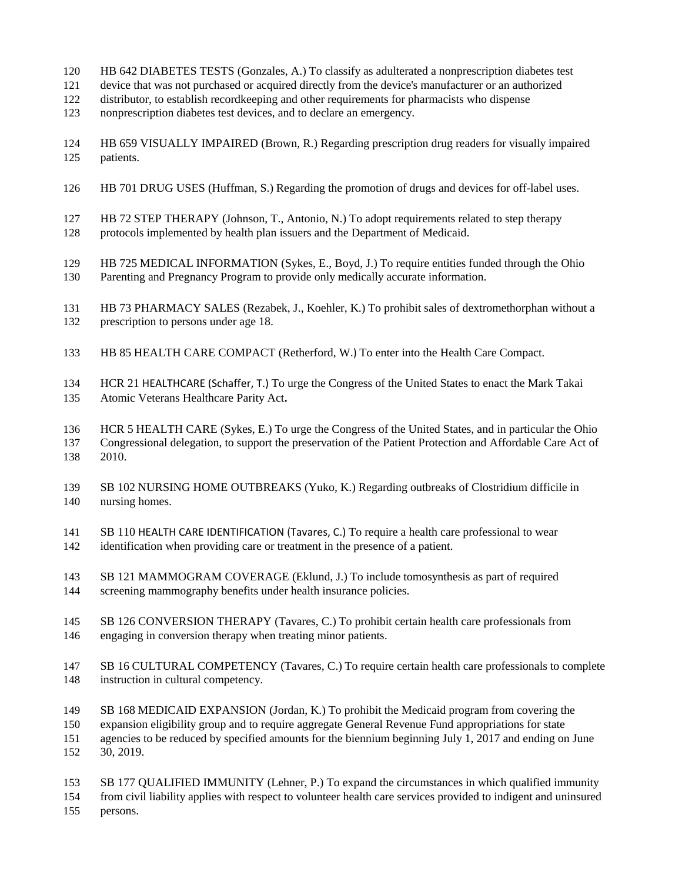HB 642 DIABETES TESTS (Gonzales, A.) To classify as adulterated a nonprescription diabetes test device that was not purchased or acquired directly from the device's manufacturer or an authorized distributor, to establish recordkeeping and other requirements for pharmacists who dispense nonprescription diabetes test devices, and to declare an emergency.

HB 659 VISUALLY IMPAIRED (Brown, R.) Regarding prescription drug readers for visually impaired patients.

HB 701 DRUG USES (Huffman, S.) Regarding the promotion of drugs and devices for off-label uses.

HB 72 STEP THERAPY (Johnson, T., Antonio, N.) To adopt requirements related to step therapy protocols implemented by health plan issuers and the Department of Medicaid.

HB 725 MEDICAL INFORMATION (Sykes, E., Boyd, J.) To require entities funded through the Ohio Parenting and Pregnancy Program to provide only medically accurate information.

HB 73 PHARMACY SALES (Rezabek, J., Koehler, K.) To prohibit sales of dextromethorphan without a prescription to persons under age 18.

HB 85 HEALTH CARE COMPACT (Retherford, W.) To enter into the Health Care Compact.

HCR 21 HEALTHCARE (Schaffer, T.) To urge the Congress of the United States to enact the Mark Takai Atomic Veterans Healthcare Parity Act.

HCR 5 HEALTH CARE (Sykes, E.) To urge the Congress of the United States, and in particular the Ohio Congressional delegation, to support the preservation of the Patient Protection and Affordable Care Act of 2010.

SB 102 NURSING HOME OUTBREAKS (Yuko, K.) Regarding outbreaks of Clostridium difficile in nursing homes.

SB 110 HEALTH CARE IDENTIFICATION (Tavares, C.) To require a health care professional to wear identification when providing care or treatment in the presence of a patient.

SB 121 MAMMOGRAM COVERAGE (Eklund, J.) To include tomosynthesis as part of required screening mammography benefits under health insurance policies.

SB 126 CONVERSION THERAPY (Tavares, C.) To prohibit certain health care professionals from engaging in conversion therapy when treating minor patients.

SB 16 CULTURAL COMPETENCY (Tavares, C.) To require certain health care professionals to complete instruction in cultural competency.

SB 168 MEDICAID EXPANSION (Jordan, K.) To prohibit the Medicaid program from covering the expansion eligibility group and to require aggregate General Revenue Fund appropriations for state agencies to be reduced by specified amounts for the biennium beginning July 1, 2017 and ending on June 30, 2019.

SB 177 QUALIFIED IMMUNITY (Lehner, P.) To expand the circumstances in which qualified immunity from civil liability applies with respect to volunteer health care services provided to indigent and uninsured persons.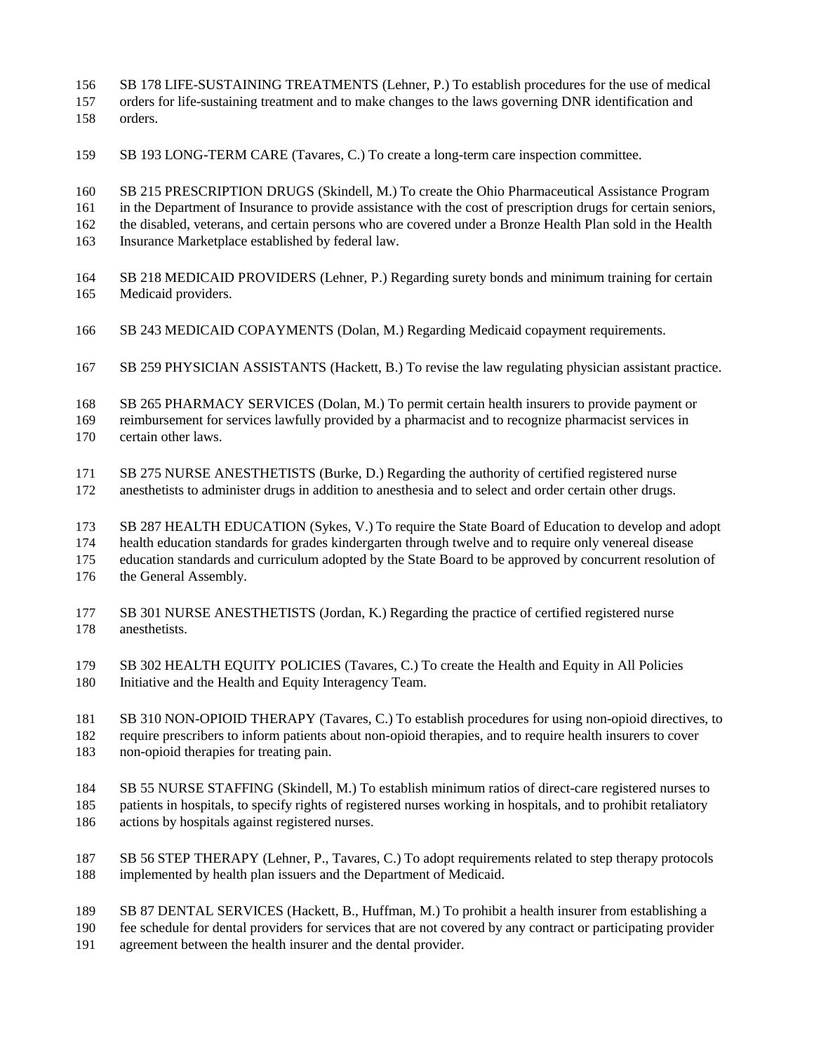SB 178 LIFE-SUSTAINING TREATMENTS (Lehner, P.) To establish procedures for the use of medical orders for life-sustaining treatment and to make changes to the laws governing DNR identification and orders.

SB 193 LONG-TERM CARE (Tavares, C.) To create a long-term care inspection committee.

SB 215 PRESCRIPTION DRUGS (Skindell, M.) To create the Ohio Pharmaceutical Assistance Program in the Department of Insurance to provide assistance with the cost of prescription drugs for certain seniors, the disabled, veterans, and certain persons who are covered under a Bronze Health Plan sold in the Health Insurance Marketplace established by federal law.

SB 218 MEDICAID PROVIDERS (Lehner, P.) Regarding surety bonds and minimum training for certain Medicaid providers.

SB 243 MEDICAID COPAYMENTS (Dolan, M.) Regarding Medicaid copayment requirements.

SB 259 PHYSICIAN ASSISTANTS (Hackett, B.) To revise the law regulating physician assistant practice.

SB 265 PHARMACY SERVICES (Dolan, M.) To permit certain health insurers to provide payment or reimbursement for services lawfully provided by a pharmacist and to recognize pharmacist services in certain other laws.

SB 275 NURSE ANESTHETISTS (Burke, D.) Regarding the authority of certified registered nurse anesthetists to administer drugs in addition to anesthesia and to select and order certain other drugs.

SB 287 HEALTH EDUCATION (Sykes, V.) To require the State Board of Education to develop and adopt health education standards for grades kindergarten through twelve and to require only venereal disease education standards and curriculum adopted by the State Board to be approved by concurrent resolution of the General Assembly.

SB 301 NURSE ANESTHETISTS (Jordan, K.) Regarding the practice of certified registered nurse anesthetists.

SB 302 HEALTH EQUITY POLICIES (Tavares, C.) To create the Health and Equity in All Policies Initiative and the Health and Equity Interagency Team.

SB 310 NON-OPIOID THERAPY (Tavares, C.) To establish procedures for using non-opioid directives, to require prescribers to inform patients about non-opioid therapies, and to require health insurers to cover non-opioid therapies for treating pain.

SB 55 NURSE STAFFING (Skindell, M.) To establish minimum ratios of direct-care registered nurses to patients in hospitals, to specify rights of registered nurses working in hospitals, and to prohibit retaliatory actions by hospitals against registered nurses.

SB 56 STEP THERAPY (Lehner, P., Tavares, C.) To adopt requirements related to step therapy protocols implemented by health plan issuers and the Department of Medicaid.

SB 87 DENTAL SERVICES (Hackett, B., Huffman, M.) To prohibit a health insurer from establishing a fee schedule for dental providers for services that are not covered by any contract or participating provider agreement between the health insurer and the dental provider.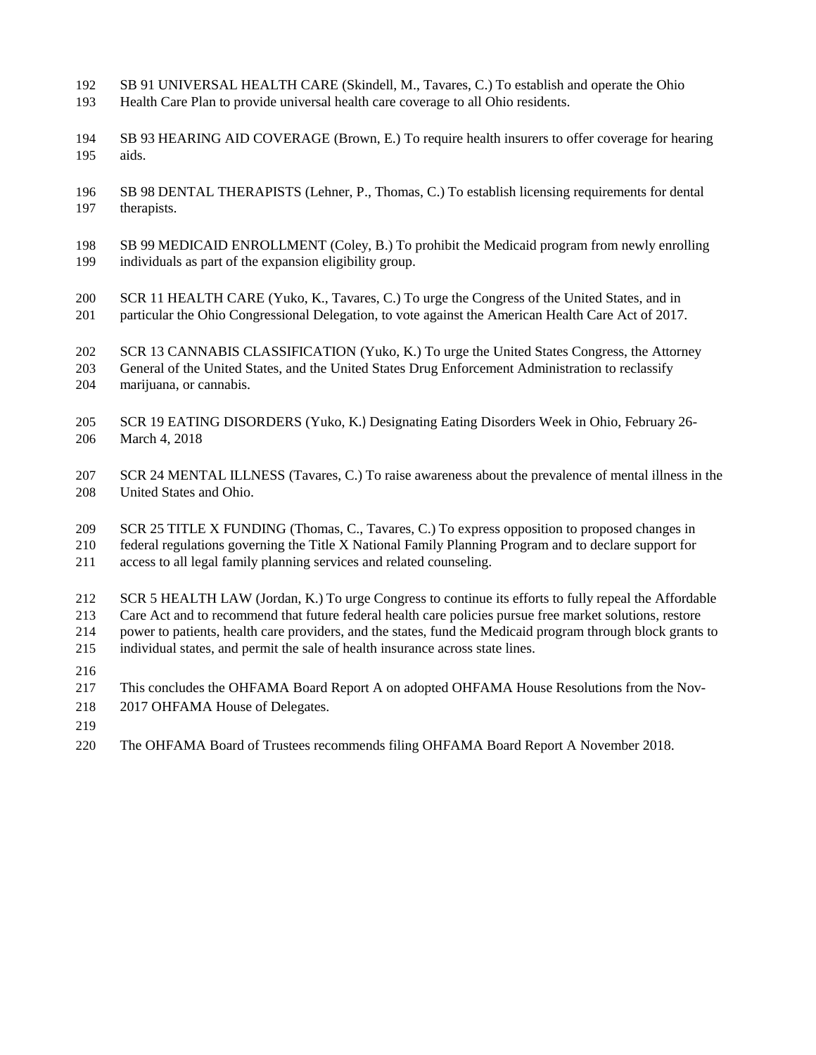SB 91 UNIVERSAL HEALTH CARE (Skindell, M., Tavares, C.) To establish and operate the Ohio Health Care Plan to provide universal health care coverage to all Ohio residents.

SB 93 HEARING AID COVERAGE (Brown, E.) To require health insurers to offer coverage for hearing aids.

SB 98 DENTAL THERAPISTS (Lehner, P., Thomas, C.) To establish licensing requirements for dental therapists.

SB 99 MEDICAID ENROLLMENT (Coley, B.) To prohibit the Medicaid program from newly enrolling individuals as part of the expansion eligibility group.

SCR 11 HEALTH CARE (Yuko, K., Tavares, C.) To urge the Congress of the United States, and in particular the Ohio Congressional Delegation, to vote against the American Health Care Act of 2017.

SCR 13 CANNABIS CLASSIFICATION (Yuko, K.) To urge the United States Congress, the Attorney General of the United States, and the United States Drug Enforcement Administration to reclassify marijuana, or cannabis.

SCR 19 EATING DISORDERS (Yuko, K.) Designating Eating Disorders Week in Ohio, February 26-March 4, 2018

SCR 24 MENTAL ILLNESS (Tavares, C.) To raise awareness about the prevalence of mental illness in the United States and Ohio.

SCR 25 TITLE X FUNDING (Thomas, C., Tavares, C.) To express opposition to proposed changes in federal regulations governing the Title X National Family Planning Program and to declare support for access to all legal family planning services and related counseling.

SCR 5 HEALTH LAW (Jordan, K.) To urge Congress to continue its efforts to fully repeal the Affordable Care Act and to recommend that future federal health care policies pursue free market solutions, restore power to patients, health care providers, and the states, fund the Medicaid program through block grants to individual states, and permit the sale of health insurance across state lines.

This concludes the OHFAMA Board Report A on adopted OHFAMA House Resolutions from the Nov-2017 OHFAMA House of Delegates.

The OHFAMA Board of Trustees recommends filing OHFAMA Board Report A November 2018.